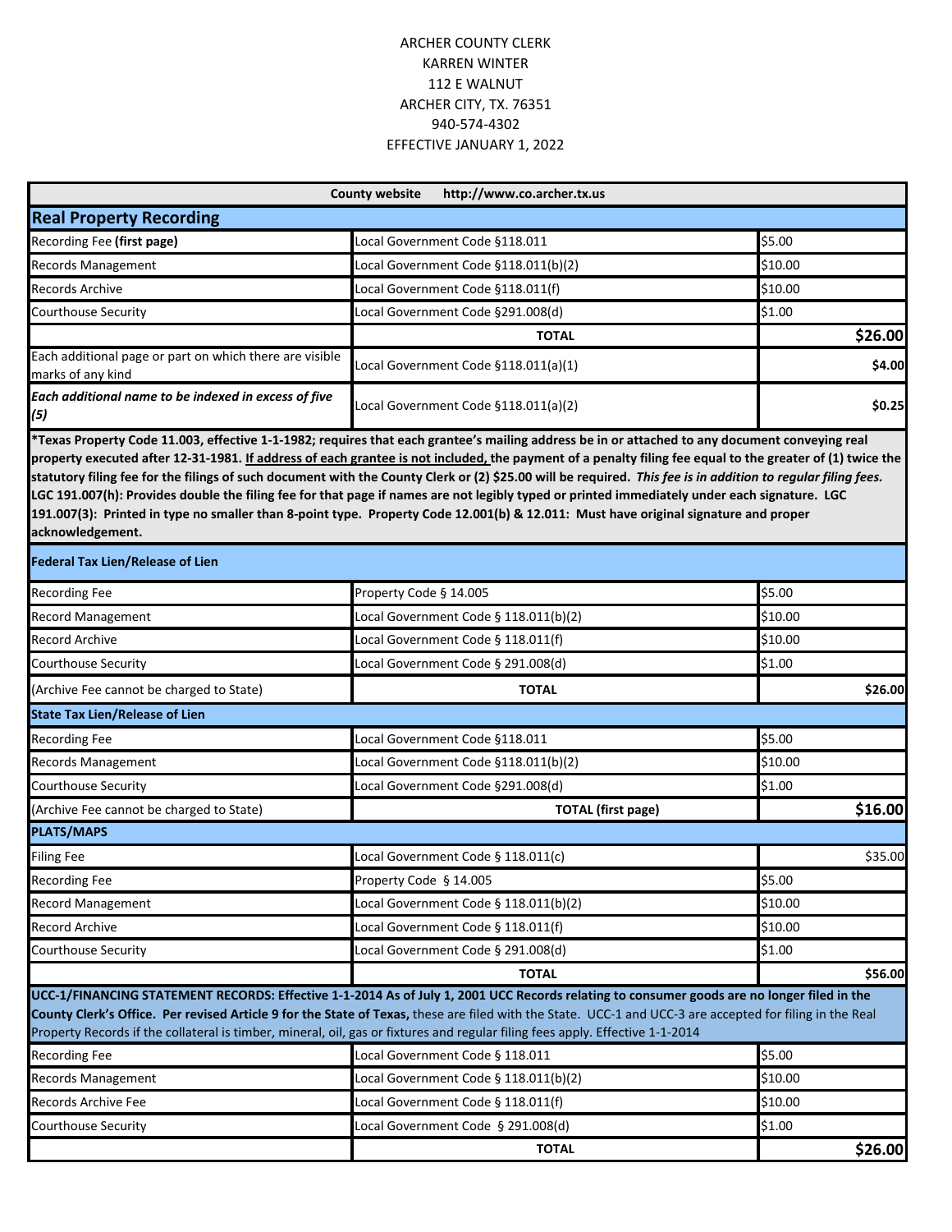ARCHER COUNTY CLERK
KARREN WINTER
112 E WALNUT
ARCHER CITY, TX. 76351
940-574-4302
EFFECTIVE JANUARY 1, 2022

| | | |
|---|---|---|
| | **County website     http://www.co.archer.tx.us** | |
| **Real Property Recording** | | |
| Recording Fee **(first page)** | Local Government Code §118.011 | $5.00 |
| Records Management | Local Government Code §118.011(b)(2) | $10.00 |
| Records Archive | Local Government Code §118.011(f) | $10.00 |
| Courthouse Security | Local Government Code §291.008(d) | $1.00 |
| | **TOTAL** | **$26.00** |
| Each additional page or part on which there are visible marks of any kind | Local Government Code §118.011(a)(1) | **$4.00** |
| ***Each additional name to be indexed in excess of five (5)*** | Local Government Code §118.011(a)(2) | **$0.25** |

**\*Texas Property Code 11.003, effective 1-1-1982; requires that each grantee's mailing address be in or attached to any document conveying real property executed after 12-31-1981. If address of each grantee is not included, the payment of a penalty filing fee equal to the greater of (1) twice the statutory filing fee for the filings of such document with the County Clerk or (2) $25.00 will be required. *This fee is in addition to regular filing fees.* LGC 191.007(h): Provides double the filing fee for that page if names are not legibly typed or printed immediately under each signature. LGC 191.007(3): Printed in type no smaller than 8-point type. Property Code 12.001(b) & 12.011: Must have original signature and proper acknowledgement.**

| | | |
|---|---|---|
| **Federal Tax Lien/Release of Lien** | | |
| Recording Fee | Property Code § 14.005 | $5.00 |
| Record Management | Local Government Code § 118.011(b)(2) | $10.00 |
| Record Archive | Local Government Code § 118.011(f) | $10.00 |
| Courthouse Security | Local Government Code § 291.008(d) | $1.00 |
| (Archive Fee cannot be charged to State) | **TOTAL** | **$26.00** |
| **State Tax Lien/Release of Lien** | | |
| Recording Fee | Local Government Code §118.011 | $5.00 |
| Records Management | Local Government Code §118.011(b)(2) | $10.00 |
| Courthouse Security | Local Government Code §291.008(d) | $1.00 |
| (Archive Fee cannot be charged to State) | **TOTAL (first page)** | **$16.00** |
| **PLATS/MAPS** | | |
| Filing Fee | Local Government Code § 118.011(c) | $35.00 |
| Recording Fee | Property Code § 14.005 | $5.00 |
| Record Management | Local Government Code § 118.011(b)(2) | $10.00 |
| Record Archive | Local Government Code § 118.011(f) | $10.00 |
| Courthouse Security | Local Government Code § 291.008(d) | $1.00 |
| | **TOTAL** | **$56.00** |

**UCC-1/FINANCING STATEMENT RECORDS: Effective 1-1-2014 As of July 1, 2001 UCC Records relating to consumer goods are no longer filed in the County Clerk's Office. Per revised Article 9 for the State of Texas,** these are filed with the State. UCC-1 and UCC-3 are accepted for filing in the Real Property Records if the collateral is timber, mineral, oil, gas or fixtures and regular filing fees apply. Effective 1-1-2014

| | | |
|---|---|---|
| Recording Fee | Local Government Code § 118.011 | $5.00 |
| Records Management | Local Government Code § 118.011(b)(2) | $10.00 |
| Records Archive Fee | Local Government Code § 118.011(f) | $10.00 |
| Courthouse Security | Local Government Code § 291.008(d) | $1.00 |
| | **TOTAL** | **$26.00** |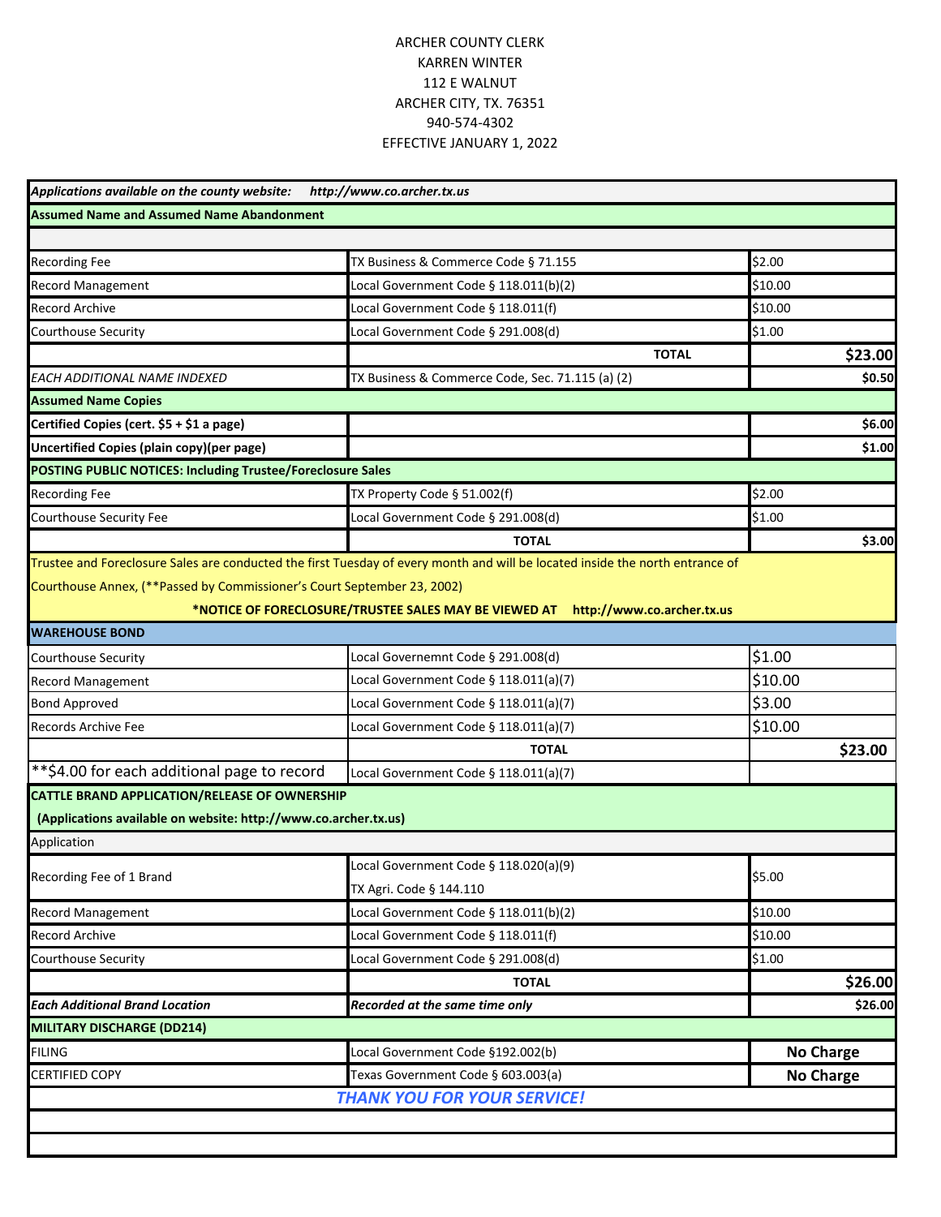ARCHER COUNTY CLERK
KARREN WINTER
112 E WALNUT
ARCHER CITY, TX. 76351
940-574-4302
EFFECTIVE JANUARY 1, 2022

| | | |
|---|---|---|
| ***Applications available on the county website: http://www.co.archer.tx.us*** | | |
| **Assumed Name and Assumed Name Abandonment** | | |
| | | |
| Recording Fee | TX Business & Commerce Code § 71.155 | $2.00 |
| Record Management | Local Government Code § 118.011(b)(2) | $10.00 |
| Record Archive | Local Government Code § 118.011(f) | $10.00 |
| Courthouse Security | Local Government Code § 291.008(d) | $1.00 |
| | **TOTAL** | **$23.00** |
| *EACH ADDITIONAL NAME INDEXED* | TX Business & Commerce Code, Sec. 71.115 (a) (2) | **$0.50** |
| **Assumed Name Copies** | | |
| **Certified Copies (cert. $5 + $1 a page)** | | **$6.00** |
| **Uncertified Copies (plain copy)(per page)** | | **$1.00** |
| **POSTING PUBLIC NOTICES: Including Trustee/Foreclosure Sales** | | |
| Recording Fee | TX Property Code § 51.002(f) | $2.00 |
| Courthouse Security Fee | Local Government Code § 291.008(d) | $1.00 |
| | **TOTAL** | **$3.00** |
| Trustee and Foreclosure Sales are conducted the first Tuesday of every month and will be located inside the north entrance of Courthouse Annex, (**Passed by Commissioner's Court September 23, 2002) | | |
| **\*NOTICE OF FORECLOSURE/TRUSTEE SALES MAY BE VIEWED AT http://www.co.archer.tx.us** | | |
| **WAREHOUSE BOND** | | |
| Courthouse Security | Local Governemnt Code § 291.008(d) | $1.00 |
| Record Management | Local Government Code § 118.011(a)(7) | $10.00 |
| Bond Approved | Local Government Code § 118.011(a)(7) | $3.00 |
| Records Archive Fee | Local Government Code § 118.011(a)(7) | $10.00 |
| | **TOTAL** | **$23.00** |
| **$4.00 for each additional page to record | Local Government Code § 118.011(a)(7) | |
| **CATTLE BRAND APPLICATION/RELEASE OF OWNERSHIP** | | |
| **(Applications available on website: http://www.co.archer.tx.us)** | | |
| Application | | |
| Recording Fee of 1 Brand | Local Government Code § 118.020(a)(9)<br>TX Agri. Code § 144.110 | $5.00 |
| Record Management | Local Government Code § 118.011(b)(2) | $10.00 |
| Record Archive | Local Government Code § 118.011(f) | $10.00 |
| Courthouse Security | Local Government Code § 291.008(d) | $1.00 |
| | **TOTAL** | **$26.00** |
| ***Each Additional Brand Location*** | ***Recorded at the same time only*** | **$26.00** |
| **MILITARY DISCHARGE (DD214)** | | |
| FILING | Local Government Code §192.002(b) | **No Charge** |
| CERTIFIED COPY | Texas Government Code § 603.003(a) | **No Charge** |
| ***THANK YOU FOR YOUR SERVICE!*** | | |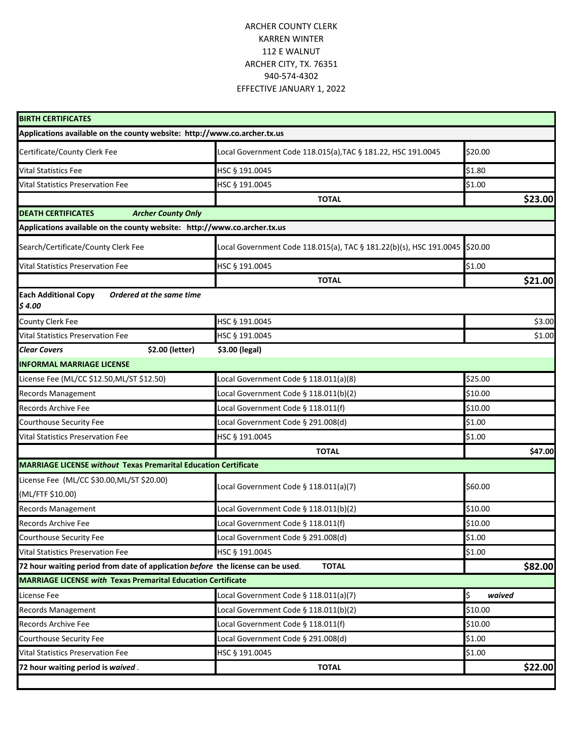ARCHER COUNTY CLERK
KARREN WINTER
112 E WALNUT
ARCHER CITY, TX. 76351
940-574-4302
EFFECTIVE JANUARY 1, 2022

| | | |
|---|---|---|
| **BIRTH CERTIFICATES** | | |
| **Applications available on the county website: http://www.co.archer.tx.us** | | |
| Certificate/County Clerk Fee | Local Government Code 118.015(a),TAC § 181.22, HSC 191.0045 | $20.00 |
| Vital Statistics Fee | HSC § 191.0045 | $1.80 |
| Vital Statistics Preservation Fee | HSC § 191.0045 | $1.00 |
| | **TOTAL** | **$23.00** |
| **DEATH CERTIFICATES** ***Archer County Only*** | | |
| **Applications available on the county website: http://www.co.archer.tx.us** | | |
| Search/Certificate/County Clerk Fee | Local Government Code 118.015(a), TAC § 181.22(b)(s), HSC 191.0045 | $20.00 |
| Vital Statistics Preservation Fee | HSC § 191.0045 | $1.00 |
| | **TOTAL** | **$21.00** |
| **Each Additional Copy** ***Ordered at the same time*** ***$ 4.00*** | | |
| County Clerk Fee | HSC § 191.0045 | $3.00 |
| Vital Statistics Preservation Fee | HSC § 191.0045 | $1.00 |
| ***Clear Covers*** **$2.00 (letter)** | **$3.00 (legal)** | |
| **INFORMAL MARRIAGE LICENSE** | | |
| License Fee (ML/CC $12.50,ML/ST $12.50) | Local Government Code § 118.011(a)(8) | $25.00 |
| Records Management | Local Government Code § 118.011(b)(2) | $10.00 |
| Records Archive Fee | Local Government Code § 118.011(f) | $10.00 |
| Courthouse Security Fee | Local Government Code § 291.008(d) | $1.00 |
| Vital Statistics Preservation Fee | HSC § 191.0045 | $1.00 |
| | **TOTAL** | **$47.00** |
| **MARRIAGE LICENSE *without* Texas Premarital Education Certificate** | | |
| License Fee (ML/CC $30.00,ML/ST $20.00) (ML/FTF $10.00) | Local Government Code § 118.011(a)(7) | $60.00 |
| Records Management | Local Government Code § 118.011(b)(2) | $10.00 |
| Records Archive Fee | Local Government Code § 118.011(f) | $10.00 |
| Courthouse Security Fee | Local Government Code § 291.008(d) | $1.00 |
| Vital Statistics Preservation Fee | HSC § 191.0045 | $1.00 |
| **72 hour waiting period from date of application *before* the license can be used.** | **TOTAL** | **$82.00** |
| **MARRIAGE LICENSE *with* Texas Premarital Education Certificate** | | |
| License Fee | Local Government Code § 118.011(a)(7) | $ ***waived*** |
| Records Management | Local Government Code § 118.011(b)(2) | $10.00 |
| Records Archive Fee | Local Government Code § 118.011(f) | $10.00 |
| Courthouse Security Fee | Local Government Code § 291.008(d) | $1.00 |
| Vital Statistics Preservation Fee | HSC § 191.0045 | $1.00 |
| **72 hour waiting period is *waived*.** | **TOTAL** | **$22.00** |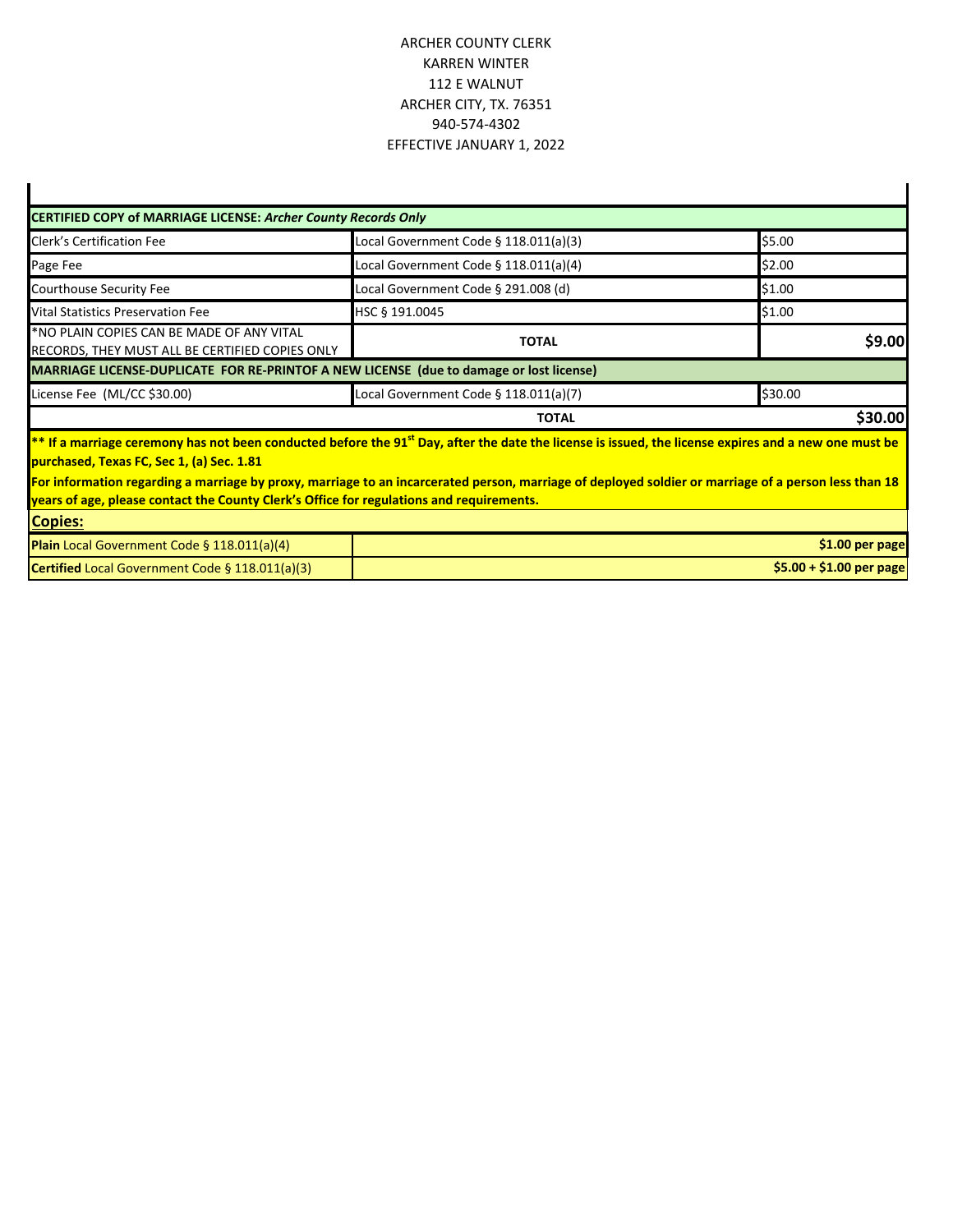ARCHER COUNTY CLERK
KARREN WINTER
112 E WALNUT
ARCHER CITY, TX. 76351
940-574-4302
EFFECTIVE JANUARY 1, 2022

| | | |
|---|---|---|
| **CERTIFIED COPY of MARRIAGE LICENSE:** ***Archer County Records Only*** | | |
| Clerk's Certification Fee | Local Government Code § 118.011(a)(3) | $5.00 |
| Page Fee | Local Government Code § 118.011(a)(4) | $2.00 |
| Courthouse Security Fee | Local Government Code § 291.008 (d) | $1.00 |
| Vital Statistics Preservation Fee | HSC § 191.0045 | $1.00 |
| *NO PLAIN COPIES CAN BE MADE OF ANY VITAL RECORDS, THEY MUST ALL BE CERTIFIED COPIES ONLY | **TOTAL** | **$9.00** |
| **MARRIAGE LICENSE-DUPLICATE FOR RE-PRINTOF A NEW LICENSE (due to damage or lost license)** | | |
| License Fee (ML/CC $30.00) | Local Government Code § 118.011(a)(7) | $30.00 |
| | **TOTAL** | **$30.00** |

**** If a marriage ceremony has not been conducted before the 91st Day, after the date the license is issued, the license expires and a new one must be purchased, Texas FC, Sec 1, (a) Sec. 1.81**

**For information regarding a marriage by proxy, marriage to an incarcerated person, marriage of deployed soldier or marriage of a person less than 18 years of age, please contact the County Clerk's Office for regulations and requirements.**

**Copies:**

| | |
|---|---|
| **Plain** Local Government Code § 118.011(a)(4) | **$1.00 per page** |
| **Certified** Local Government Code § 118.011(a)(3) | **$5.00 + $1.00 per page** |